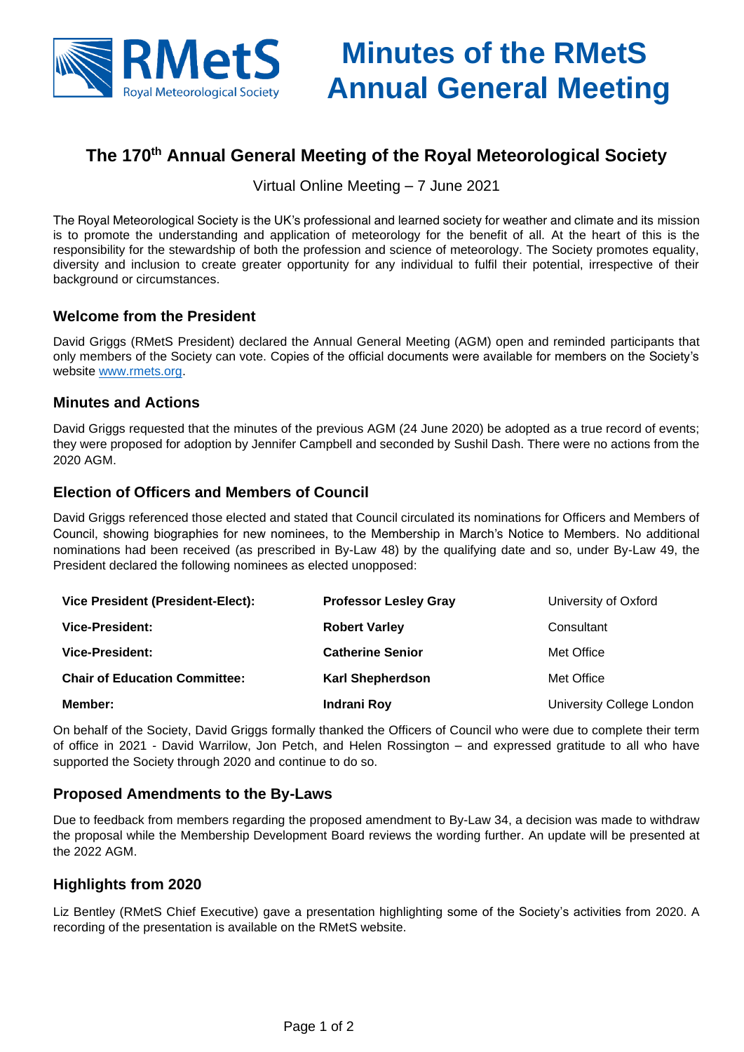# Minutes of the RMetS Annual General Meeting

## The 170th Annual General Meeting of the Royal Meteorological Society

Virtual Online Meeting – 7 June 2021

The Royal Meteorological Society is the UK's professional and learned society for weather and climate and its mission is to promote the understanding and application of meteorology for the benefit of all. At the heart of this is the responsibility for the stewardship of both the profession and science of meteorology. The Society promotes equality, diversity and inclusion to create greater opportunity for any individual to fulfil their potential, irrespective of their background or circumstances.

### Welcome from the President

David Griggs (RMetS President) declared the Annual General Meeting (AGM) open and reminded participants that only members of the Society can vote. Copies of the official documents were available for members on the Society's website www.rmets.org.

### Minutes and Actions

David Griggs requested that the minutes of the previous AGM (24 June 2020) be adopted as a true record of events; they were proposed for adoption by Jennifer Campbell and seconded by Sushil Dash. There were no actions from the 2020 AGM.

### Election of Officers and Members of Council

David Griggs referenced those elected and stated that Council circulated its nominations for Officers and Members of Council, showing biographies for new nominees, to the Membership in March's Notice to Members. No additional nominations had been received (as prescribed in By-Law 48) by the qualifying date and so, under By-Law 49, the President declared the following nominees as elected unopposed:

| Role | Name | Organisation |
|---|---|---|
| **Vice President (President-Elect):** | **Professor Lesley Gray** | University of Oxford |
| **Vice-President:** | **Robert Varley** | Consultant |
| **Vice-President:** | **Catherine Senior** | Met Office |
| **Chair of Education Committee:** | **Karl Shepherdson** | Met Office |
| **Member:** | **Indrani Roy** | University College London |

On behalf of the Society, David Griggs formally thanked the Officers of Council who were due to complete their term of office in 2021 - David Warrilow, Jon Petch, and Helen Rossington – and expressed gratitude to all who have supported the Society through 2020 and continue to do so.

### Proposed Amendments to the By-Laws

Due to feedback from members regarding the proposed amendment to By-Law 34, a decision was made to withdraw the proposal while the Membership Development Board reviews the wording further. An update will be presented at the 2022 AGM.

### Highlights from 2020

Liz Bentley (RMetS Chief Executive) gave a presentation highlighting some of the Society's activities from 2020. A recording of the presentation is available on the RMetS website.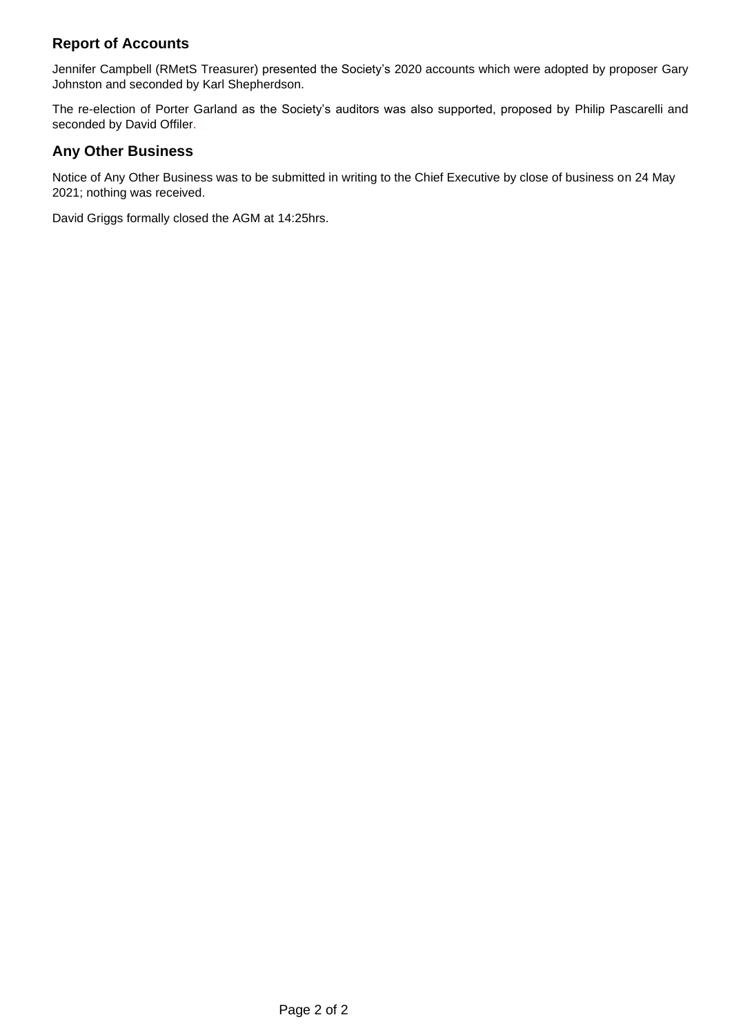## Report of Accounts

Jennifer Campbell (RMetS Treasurer) presented the Society's 2020 accounts which were adopted by proposer Gary Johnston and seconded by Karl Shepherdson.

The re-election of Porter Garland as the Society's auditors was also supported, proposed by Philip Pascarelli and seconded by David Offiler.

## Any Other Business

Notice of Any Other Business was to be submitted in writing to the Chief Executive by close of business on 24 May 2021; nothing was received.

David Griggs formally closed the AGM at 14:25hrs.